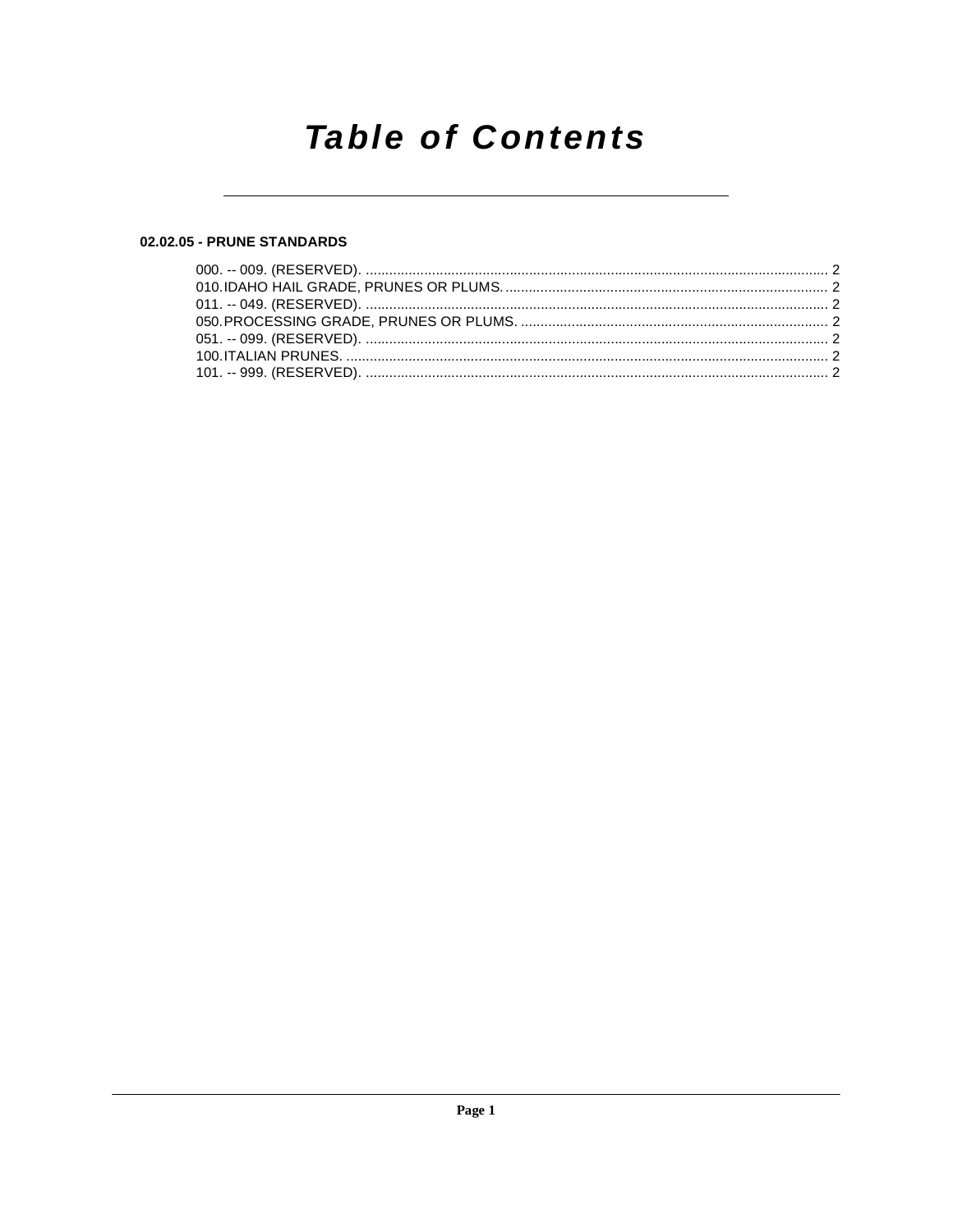# Table of Contents

**02.02.05 - PRUNE STANDARDS**

000. -- 009. (RESERVED). ........................................................................................................................ 2
010. IDAHO HAIL GRADE, PRUNES OR PLUMS. .................................................................................. 2
011. -- 049. (RESERVED). ........................................................................................................................ 2
050. PROCESSING GRADE, PRUNES OR PLUMS. .............................................................................. 2
051. -- 099. (RESERVED). ........................................................................................................................ 2
100. ITALIAN PRUNES. ............................................................................................................................ 2
101. -- 999. (RESERVED). ........................................................................................................................ 2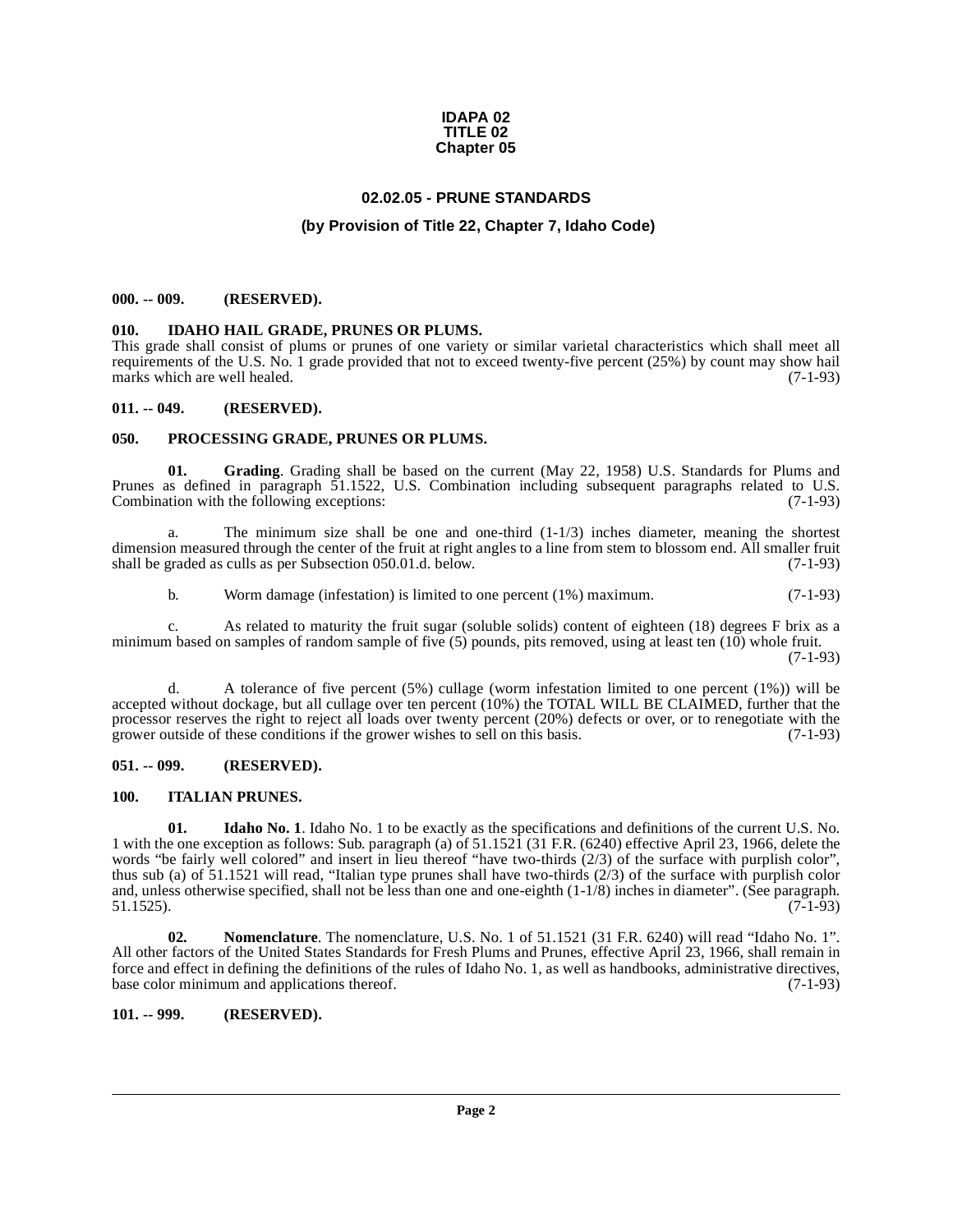**IDAPA 02**
**TITLE 02**
**Chapter 05**

# 02.02.05 - PRUNE STANDARDS

## (by Provision of Title 22, Chapter 7, Idaho Code)

**000. -- 009. (RESERVED).**

**010. IDAHO HAIL GRADE, PRUNES OR PLUMS.**

This grade shall consist of plums or prunes of one variety or similar varietal characteristics which shall meet all requirements of the U.S. No. 1 grade provided that not to exceed twenty-five percent (25%) by count may show hail marks which are well healed. (7-1-93)

**011. -- 049. (RESERVED).**

**050. PROCESSING GRADE, PRUNES OR PLUMS.**

**01. Grading**. Grading shall be based on the current (May 22, 1958) U.S. Standards for Plums and Prunes as defined in paragraph 51.1522, U.S. Combination including subsequent paragraphs related to U.S. Combination with the following exceptions: (7-1-93)

a. The minimum size shall be one and one-third (1-1/3) inches diameter, meaning the shortest dimension measured through the center of the fruit at right angles to a line from stem to blossom end. All smaller fruit shall be graded as culls as per Subsection 050.01.d. below. (7-1-93)

b. Worm damage (infestation) is limited to one percent (1%) maximum. (7-1-93)

c. As related to maturity the fruit sugar (soluble solids) content of eighteen (18) degrees F brix as a minimum based on samples of random sample of five (5) pounds, pits removed, using at least ten (10) whole fruit. (7-1-93)

d. A tolerance of five percent (5%) cullage (worm infestation limited to one percent (1%)) will be accepted without dockage, but all cullage over ten percent (10%) the TOTAL WILL BE CLAIMED, further that the processor reserves the right to reject all loads over twenty percent (20%) defects or over, or to renegotiate with the grower outside of these conditions if the grower wishes to sell on this basis. (7-1-93)

**051. -- 099. (RESERVED).**

**100. ITALIAN PRUNES.**

**01. Idaho No. 1**. Idaho No. 1 to be exactly as the specifications and definitions of the current U.S. No. 1 with the one exception as follows: Sub. paragraph (a) of 51.1521 (31 F.R. (6240) effective April 23, 1966, delete the words "be fairly well colored" and insert in lieu thereof "have two-thirds (2/3) of the surface with purplish color", thus sub (a) of 51.1521 will read, "Italian type prunes shall have two-thirds (2/3) of the surface with purplish color and, unless otherwise specified, shall not be less than one and one-eighth (1-1/8) inches in diameter". (See paragraph. 51.1525). (7-1-93)

**02. Nomenclature**. The nomenclature, U.S. No. 1 of 51.1521 (31 F.R. 6240) will read "Idaho No. 1". All other factors of the United States Standards for Fresh Plums and Prunes, effective April 23, 1966, shall remain in force and effect in defining the definitions of the rules of Idaho No. 1, as well as handbooks, administrative directives, base color minimum and applications thereof. (7-1-93)

**101. -- 999. (RESERVED).**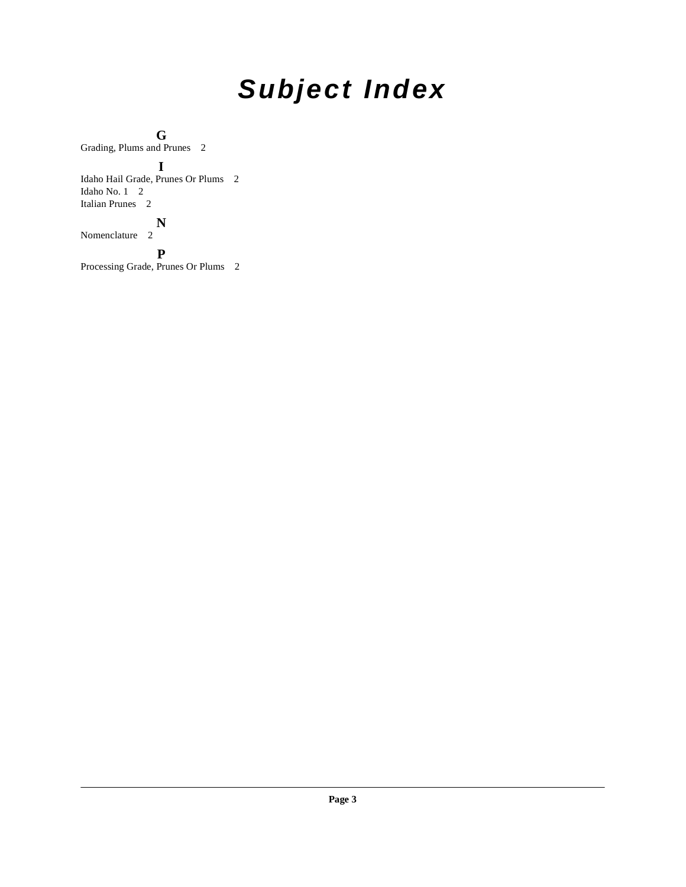# *Subject Index*

**G**

Grading, Plums and Prunes 2

**I**

Idaho Hail Grade, Prunes Or Plums 2

Idaho No. 1 2

Italian Prunes 2

**N**

Nomenclature 2

**P**

Processing Grade, Prunes Or Plums 2